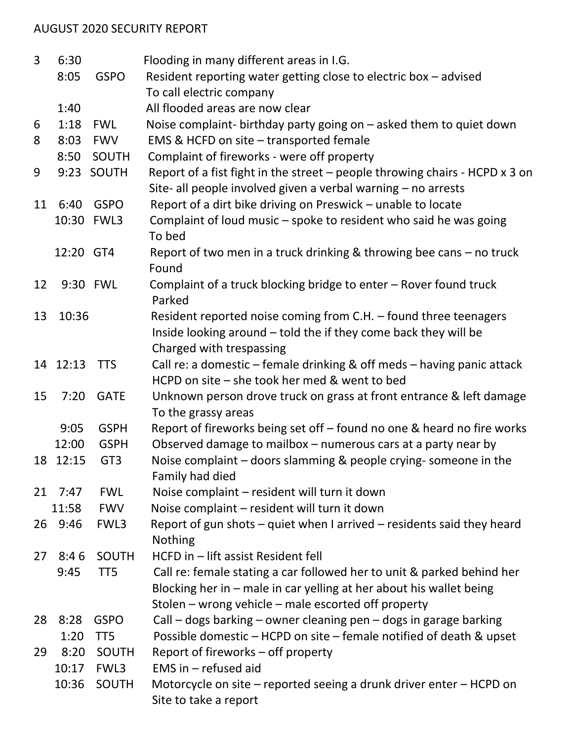AUGUST 2020 SECURITY REPORT

| Day | Time | Location | Description |
|---|---|---|---|
| 3 | 6:30 | | Flooding in many different areas in I.G. |
| | 8:05 | GSPO | Resident reporting water getting close to electric box – advised To call electric company |
| | 1:40 | | All flooded areas are now clear |
| 6 | 1:18 | FWL | Noise complaint- birthday party going on – asked them to quiet down |
| 8 | 8:03 | FWV | EMS & HCFD on site – transported female |
| | 8:50 | SOUTH | Complaint of fireworks - were off property |
| 9 | 9:23 | SOUTH | Report of a fist fight in the street – people throwing chairs - HCPD x 3 on Site- all people involved given a verbal warning – no arrests |
| 11 | 6:40 | GSPO | Report of a dirt bike driving on Preswick – unable to locate |
| | 10:30 | FWL3 | Complaint of loud music – spoke to resident who said he was going To bed |
| | 12:20 | GT4 | Report of two men in a truck drinking & throwing bee cans – no truck Found |
| 12 | 9:30 | FWL | Complaint of a truck blocking bridge to enter – Rover found truck Parked |
| 13 | 10:36 | | Resident reported noise coming from C.H. – found three teenagers Inside looking around – told the if they come back they will be Charged with trespassing |
| 14 | 12:13 | TTS | Call re: a domestic – female drinking & off meds – having panic attack HCPD on site – she took her med & went to bed |
| 15 | 7:20 | GATE | Unknown person drove truck on grass at front entrance & left damage To the grassy areas |
| | 9:05 | GSPH | Report of fireworks being set off – found no one & heard no fire works |
| | 12:00 | GSPH | Observed damage to mailbox – numerous cars at a party near by |
| 18 | 12:15 | GT3 | Noise complaint – doors slamming & people crying- someone in the Family had died |
| 21 | 7:47 | FWL | Noise complaint – resident will turn it down |
| | 11:58 | FWV | Noise complaint – resident will turn it down |
| 26 | 9:46 | FWL3 | Report of gun shots – quiet when I arrived – residents said they heard Nothing |
| 27 | 8:4 6 | SOUTH | HCFD in – lift assist Resident fell |
| | 9:45 | TT5 | Call re: female stating a car followed her to unit & parked behind her Blocking her in – male in car yelling at her about his wallet being Stolen – wrong vehicle – male escorted off property |
| 28 | 8:28 | GSPO | Call – dogs barking – owner cleaning pen – dogs in garage barking |
| | 1:20 | TT5 | Possible domestic – HCPD on site – female notified of death & upset |
| 29 | 8:20 | SOUTH | Report of fireworks – off property |
| | 10:17 | FWL3 | EMS in – refused aid |
| | 10:36 | SOUTH | Motorcycle on site – reported seeing a drunk driver enter – HCPD on Site to take a report |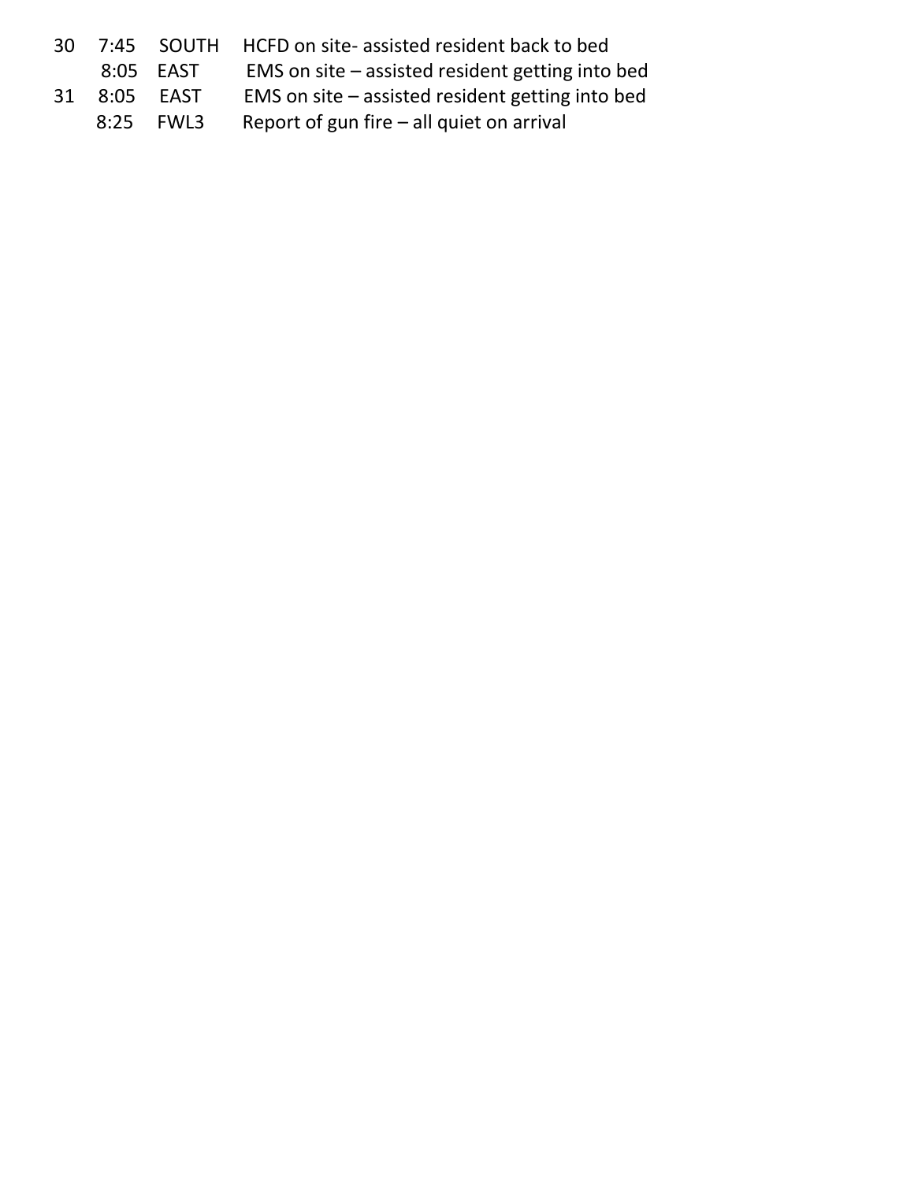| | | | |
|---|---|---|---|
| 30 | 7:45 | SOUTH | HCFD on site- assisted resident back to bed |
| | 8:05 | EAST | EMS on site – assisted resident getting into bed |
| 31 | 8:05 | EAST | EMS on site – assisted resident getting into bed |
| | 8:25 | FWL3 | Report of gun fire – all quiet on arrival |